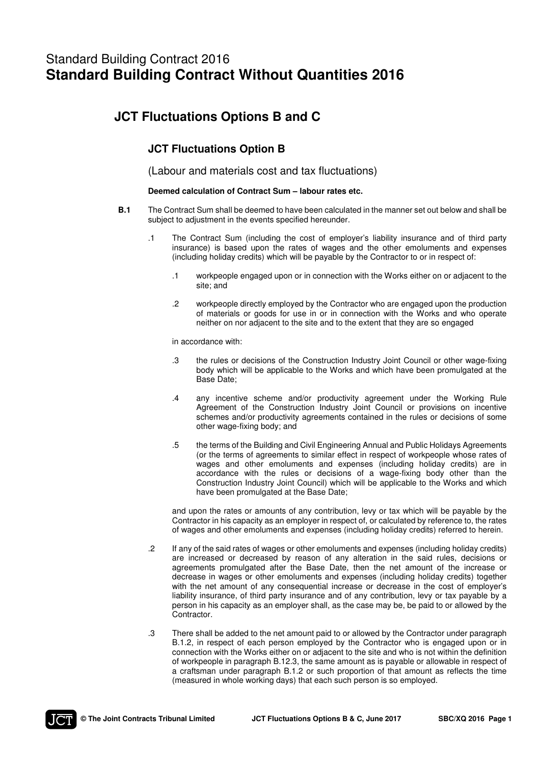# Standard Building Contract 2016
# Standard Building Contract Without Quantities 2016

## JCT Fluctuations Options B and C

### JCT Fluctuations Option B

(Labour and materials cost and tax fluctuations)

**Deemed calculation of Contract Sum – labour rates etc.**

**B.1** The Contract Sum shall be deemed to have been calculated in the manner set out below and shall be subject to adjustment in the events specified hereunder.

.1 The Contract Sum (including the cost of employer's liability insurance and of third party insurance) is based upon the rates of wages and the other emoluments and expenses (including holiday credits) which will be payable by the Contractor to or in respect of:

.1 workpeople engaged upon or in connection with the Works either on or adjacent to the site; and

.2 workpeople directly employed by the Contractor who are engaged upon the production of materials or goods for use in or in connection with the Works and who operate neither on nor adjacent to the site and to the extent that they are so engaged

in accordance with:

.3 the rules or decisions of the Construction Industry Joint Council or other wage-fixing body which will be applicable to the Works and which have been promulgated at the Base Date;

.4 any incentive scheme and/or productivity agreement under the Working Rule Agreement of the Construction Industry Joint Council or provisions on incentive schemes and/or productivity agreements contained in the rules or decisions of some other wage-fixing body; and

.5 the terms of the Building and Civil Engineering Annual and Public Holidays Agreements (or the terms of agreements to similar effect in respect of workpeople whose rates of wages and other emoluments and expenses (including holiday credits) are in accordance with the rules or decisions of a wage-fixing body other than the Construction Industry Joint Council) which will be applicable to the Works and which have been promulgated at the Base Date;

and upon the rates or amounts of any contribution, levy or tax which will be payable by the Contractor in his capacity as an employer in respect of, or calculated by reference to, the rates of wages and other emoluments and expenses (including holiday credits) referred to herein.

.2 If any of the said rates of wages or other emoluments and expenses (including holiday credits) are increased or decreased by reason of any alteration in the said rules, decisions or agreements promulgated after the Base Date, then the net amount of the increase or decrease in wages or other emoluments and expenses (including holiday credits) together with the net amount of any consequential increase or decrease in the cost of employer's liability insurance, of third party insurance and of any contribution, levy or tax payable by a person in his capacity as an employer shall, as the case may be, be paid to or allowed by the Contractor.

.3 There shall be added to the net amount paid to or allowed by the Contractor under paragraph B.1.2, in respect of each person employed by the Contractor who is engaged upon or in connection with the Works either on or adjacent to the site and who is not within the definition of workpeople in paragraph B.12.3, the same amount as is payable or allowable in respect of a craftsman under paragraph B.1.2 or such proportion of that amount as reflects the time (measured in whole working days) that each such person is so employed.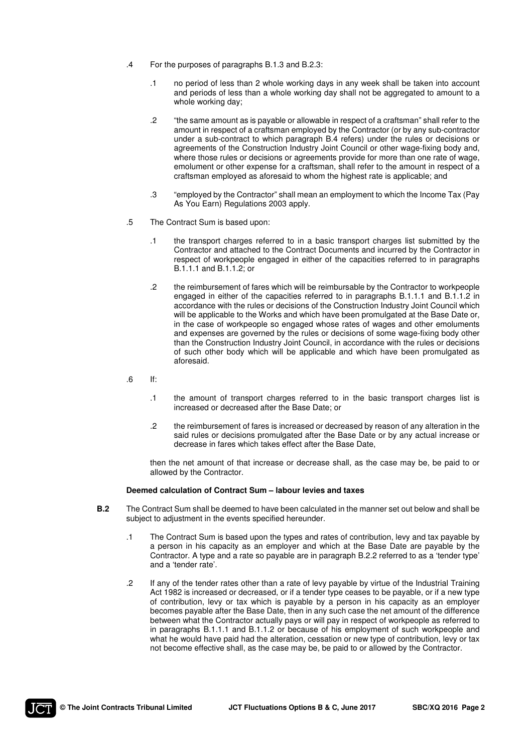.4 For the purposes of paragraphs B.1.3 and B.2.3:

  .1 no period of less than 2 whole working days in any week shall be taken into account and periods of less than a whole working day shall not be aggregated to amount to a whole working day;

  .2 "the same amount as is payable or allowable in respect of a craftsman" shall refer to the amount in respect of a craftsman employed by the Contractor (or by any sub-contractor under a sub-contract to which paragraph B.4 refers) under the rules or decisions or agreements of the Construction Industry Joint Council or other wage-fixing body and, where those rules or decisions or agreements provide for more than one rate of wage, emolument or other expense for a craftsman, shall refer to the amount in respect of a craftsman employed as aforesaid to whom the highest rate is applicable; and

  .3 "employed by the Contractor" shall mean an employment to which the Income Tax (Pay As You Earn) Regulations 2003 apply.

.5 The Contract Sum is based upon:

  .1 the transport charges referred to in a basic transport charges list submitted by the Contractor and attached to the Contract Documents and incurred by the Contractor in respect of workpeople engaged in either of the capacities referred to in paragraphs B.1.1.1 and B.1.1.2; or

  .2 the reimbursement of fares which will be reimbursable by the Contractor to workpeople engaged in either of the capacities referred to in paragraphs B.1.1.1 and B.1.1.2 in accordance with the rules or decisions of the Construction Industry Joint Council which will be applicable to the Works and which have been promulgated at the Base Date or, in the case of workpeople so engaged whose rates of wages and other emoluments and expenses are governed by the rules or decisions of some wage-fixing body other than the Construction Industry Joint Council, in accordance with the rules or decisions of such other body which will be applicable and which have been promulgated as aforesaid.

.6 If:

  .1 the amount of transport charges referred to in the basic transport charges list is increased or decreased after the Base Date; or

  .2 the reimbursement of fares is increased or decreased by reason of any alteration in the said rules or decisions promulgated after the Base Date or by any actual increase or decrease in fares which takes effect after the Base Date,

  then the net amount of that increase or decrease shall, as the case may be, be paid to or allowed by the Contractor.

**Deemed calculation of Contract Sum – labour levies and taxes**

**B.2** The Contract Sum shall be deemed to have been calculated in the manner set out below and shall be subject to adjustment in the events specified hereunder.

.1 The Contract Sum is based upon the types and rates of contribution, levy and tax payable by a person in his capacity as an employer and which at the Base Date are payable by the Contractor. A type and a rate so payable are in paragraph B.2.2 referred to as a 'tender type' and a 'tender rate'.

.2 If any of the tender rates other than a rate of levy payable by virtue of the Industrial Training Act 1982 is increased or decreased, or if a tender type ceases to be payable, or if a new type of contribution, levy or tax which is payable by a person in his capacity as an employer becomes payable after the Base Date, then in any such case the net amount of the difference between what the Contractor actually pays or will pay in respect of workpeople as referred to in paragraphs B.1.1.1 and B.1.1.2 or because of his employment of such workpeople and what he would have paid had the alteration, cessation or new type of contribution, levy or tax not become effective shall, as the case may be, be paid to or allowed by the Contractor.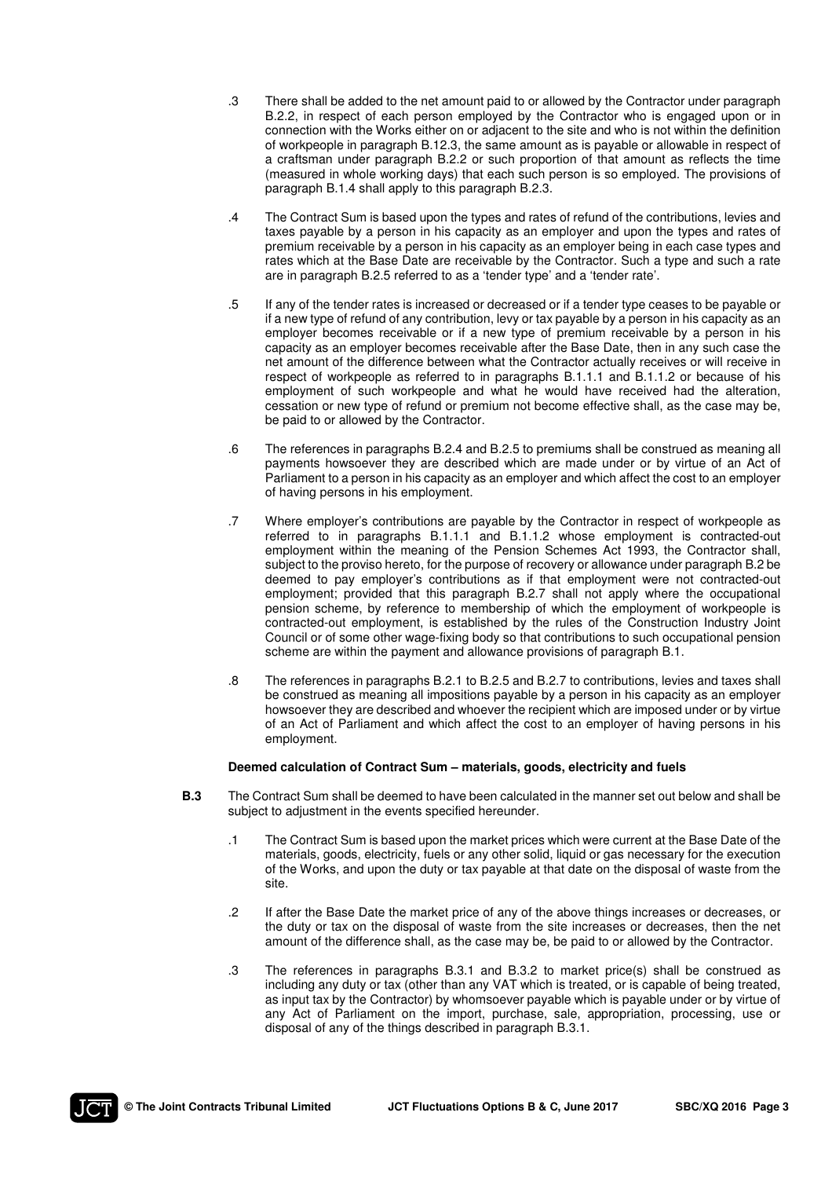.3 There shall be added to the net amount paid to or allowed by the Contractor under paragraph B.2.2, in respect of each person employed by the Contractor who is engaged upon or in connection with the Works either on or adjacent to the site and who is not within the definition of workpeople in paragraph B.12.3, the same amount as is payable or allowable in respect of a craftsman under paragraph B.2.2 or such proportion of that amount as reflects the time (measured in whole working days) that each such person is so employed. The provisions of paragraph B.1.4 shall apply to this paragraph B.2.3.

.4 The Contract Sum is based upon the types and rates of refund of the contributions, levies and taxes payable by a person in his capacity as an employer and upon the types and rates of premium receivable by a person in his capacity as an employer being in each case types and rates which at the Base Date are receivable by the Contractor. Such a type and such a rate are in paragraph B.2.5 referred to as a 'tender type' and a 'tender rate'.

.5 If any of the tender rates is increased or decreased or if a tender type ceases to be payable or if a new type of refund of any contribution, levy or tax payable by a person in his capacity as an employer becomes receivable or if a new type of premium receivable by a person in his capacity as an employer becomes receivable after the Base Date, then in any such case the net amount of the difference between what the Contractor actually receives or will receive in respect of workpeople as referred to in paragraphs B.1.1.1 and B.1.1.2 or because of his employment of such workpeople and what he would have received had the alteration, cessation or new type of refund or premium not become effective shall, as the case may be, be paid to or allowed by the Contractor.

.6 The references in paragraphs B.2.4 and B.2.5 to premiums shall be construed as meaning all payments howsoever they are described which are made under or by virtue of an Act of Parliament to a person in his capacity as an employer and which affect the cost to an employer of having persons in his employment.

.7 Where employer's contributions are payable by the Contractor in respect of workpeople as referred to in paragraphs B.1.1.1 and B.1.1.2 whose employment is contracted-out employment within the meaning of the Pension Schemes Act 1993, the Contractor shall, subject to the proviso hereto, for the purpose of recovery or allowance under paragraph B.2 be deemed to pay employer's contributions as if that employment were not contracted-out employment; provided that this paragraph B.2.7 shall not apply where the occupational pension scheme, by reference to membership of which the employment of workpeople is contracted-out employment, is established by the rules of the Construction Industry Joint Council or of some other wage-fixing body so that contributions to such occupational pension scheme are within the payment and allowance provisions of paragraph B.1.

.8 The references in paragraphs B.2.1 to B.2.5 and B.2.7 to contributions, levies and taxes shall be construed as meaning all impositions payable by a person in his capacity as an employer howsoever they are described and whoever the recipient which are imposed under or by virtue of an Act of Parliament and which affect the cost to an employer of having persons in his employment.

**Deemed calculation of Contract Sum – materials, goods, electricity and fuels**

**B.3** The Contract Sum shall be deemed to have been calculated in the manner set out below and shall be subject to adjustment in the events specified hereunder.

.1 The Contract Sum is based upon the market prices which were current at the Base Date of the materials, goods, electricity, fuels or any other solid, liquid or gas necessary for the execution of the Works, and upon the duty or tax payable at that date on the disposal of waste from the site.

.2 If after the Base Date the market price of any of the above things increases or decreases, or the duty or tax on the disposal of waste from the site increases or decreases, then the net amount of the difference shall, as the case may be, be paid to or allowed by the Contractor.

.3 The references in paragraphs B.3.1 and B.3.2 to market price(s) shall be construed as including any duty or tax (other than any VAT which is treated, or is capable of being treated, as input tax by the Contractor) by whomsoever payable which is payable under or by virtue of any Act of Parliament on the import, purchase, sale, appropriation, processing, use or disposal of any of the things described in paragraph B.3.1.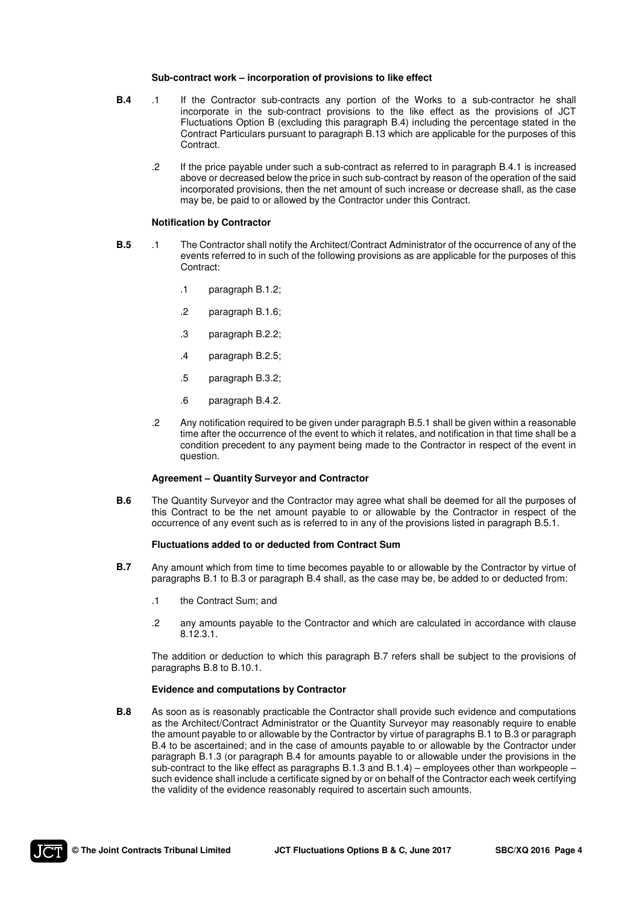**Sub-contract work – incorporation of provisions to like effect**

**B.4** .1 If the Contractor sub-contracts any portion of the Works to a sub-contractor he shall incorporate in the sub-contract provisions to the like effect as the provisions of JCT Fluctuations Option B (excluding this paragraph B.4) including the percentage stated in the Contract Particulars pursuant to paragraph B.13 which are applicable for the purposes of this Contract.

.2 If the price payable under such a sub-contract as referred to in paragraph B.4.1 is increased above or decreased below the price in such sub-contract by reason of the operation of the said incorporated provisions, then the net amount of such increase or decrease shall, as the case may be, be paid to or allowed by the Contractor under this Contract.

**Notification by Contractor**

**B.5** .1 The Contractor shall notify the Architect/Contract Administrator of the occurrence of any of the events referred to in such of the following provisions as are applicable for the purposes of this Contract:

.1 paragraph B.1.2;

.2 paragraph B.1.6;

.3 paragraph B.2.2;

.4 paragraph B.2.5;

.5 paragraph B.3.2;

.6 paragraph B.4.2.

.2 Any notification required to be given under paragraph B.5.1 shall be given within a reasonable time after the occurrence of the event to which it relates, and notification in that time shall be a condition precedent to any payment being made to the Contractor in respect of the event in question.

**Agreement – Quantity Surveyor and Contractor**

**B.6** The Quantity Surveyor and the Contractor may agree what shall be deemed for all the purposes of this Contract to be the net amount payable to or allowable by the Contractor in respect of the occurrence of any event such as is referred to in any of the provisions listed in paragraph B.5.1.

**Fluctuations added to or deducted from Contract Sum**

**B.7** Any amount which from time to time becomes payable to or allowable by the Contractor by virtue of paragraphs B.1 to B.3 or paragraph B.4 shall, as the case may be, be added to or deducted from:

.1 the Contract Sum; and

.2 any amounts payable to the Contractor and which are calculated in accordance with clause 8.12.3.1.

The addition or deduction to which this paragraph B.7 refers shall be subject to the provisions of paragraphs B.8 to B.10.1.

**Evidence and computations by Contractor**

**B.8** As soon as is reasonably practicable the Contractor shall provide such evidence and computations as the Architect/Contract Administrator or the Quantity Surveyor may reasonably require to enable the amount payable to or allowable by the Contractor by virtue of paragraphs B.1 to B.3 or paragraph B.4 to be ascertained; and in the case of amounts payable to or allowable by the Contractor under paragraph B.1.3 (or paragraph B.4 for amounts payable to or allowable under the provisions in the sub-contract to the like effect as paragraphs B.1.3 and B.1.4) – employees other than workpeople – such evidence shall include a certificate signed by or on behalf of the Contractor each week certifying the validity of the evidence reasonably required to ascertain such amounts.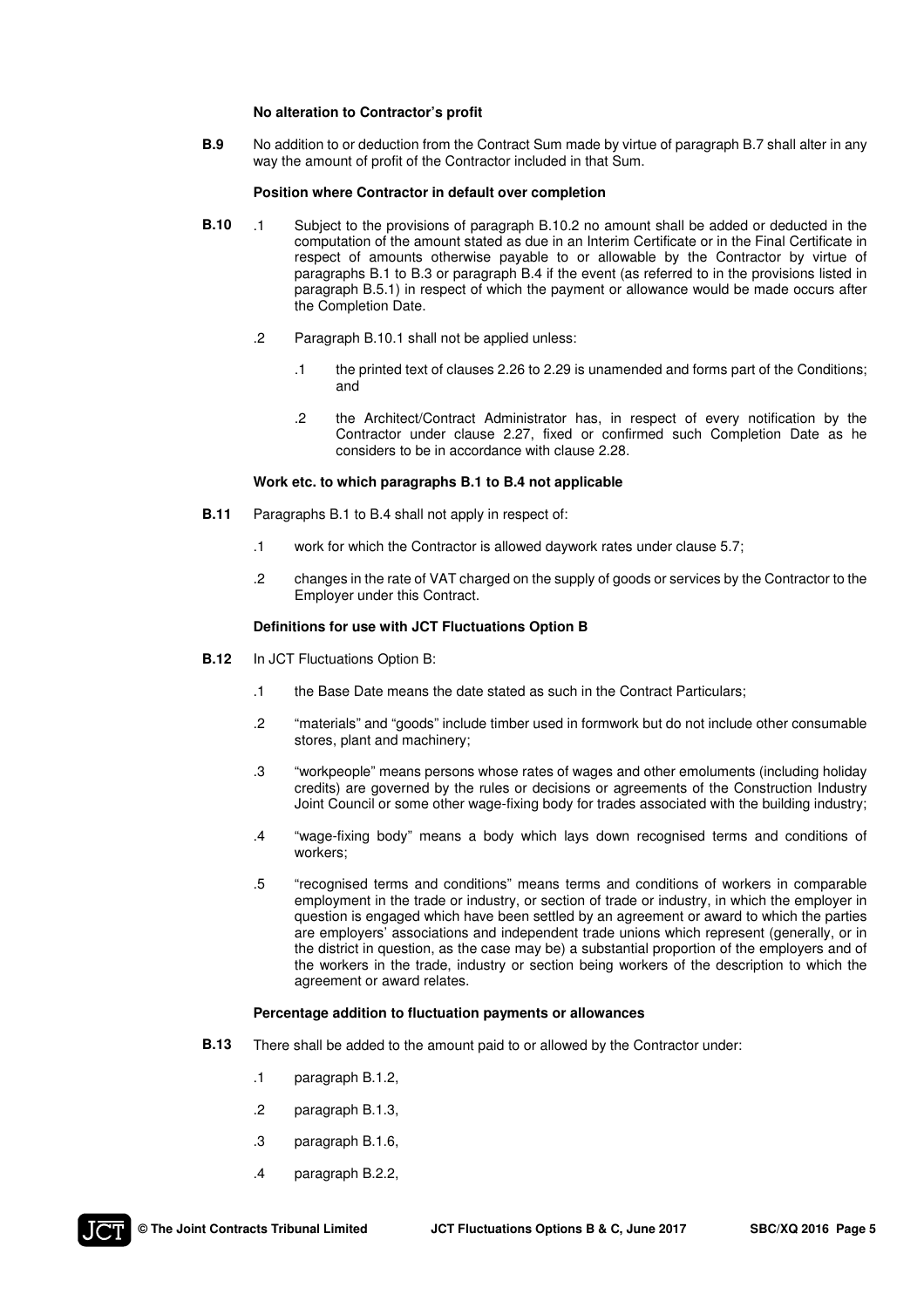### No alteration to Contractor's profit

**B.9** No addition to or deduction from the Contract Sum made by virtue of paragraph B.7 shall alter in any way the amount of profit of the Contractor included in that Sum.

### Position where Contractor in default over completion

**B.10** .1 Subject to the provisions of paragraph B.10.2 no amount shall be added or deducted in the computation of the amount stated as due in an Interim Certificate or in the Final Certificate in respect of amounts otherwise payable to or allowable by the Contractor by virtue of paragraphs B.1 to B.3 or paragraph B.4 if the event (as referred to in the provisions listed in paragraph B.5.1) in respect of which the payment or allowance would be made occurs after the Completion Date.

.2 Paragraph B.10.1 shall not be applied unless:

.1 the printed text of clauses 2.26 to 2.29 is unamended and forms part of the Conditions; and

.2 the Architect/Contract Administrator has, in respect of every notification by the Contractor under clause 2.27, fixed or confirmed such Completion Date as he considers to be in accordance with clause 2.28.

### Work etc. to which paragraphs B.1 to B.4 not applicable

**B.11** Paragraphs B.1 to B.4 shall not apply in respect of:

.1 work for which the Contractor is allowed daywork rates under clause 5.7;

.2 changes in the rate of VAT charged on the supply of goods or services by the Contractor to the Employer under this Contract.

### Definitions for use with JCT Fluctuations Option B

**B.12** In JCT Fluctuations Option B:

.1 the Base Date means the date stated as such in the Contract Particulars;

.2 "materials" and "goods" include timber used in formwork but do not include other consumable stores, plant and machinery;

.3 "workpeople" means persons whose rates of wages and other emoluments (including holiday credits) are governed by the rules or decisions or agreements of the Construction Industry Joint Council or some other wage-fixing body for trades associated with the building industry;

.4 "wage-fixing body" means a body which lays down recognised terms and conditions of workers;

.5 "recognised terms and conditions" means terms and conditions of workers in comparable employment in the trade or industry, or section of trade or industry, in which the employer in question is engaged which have been settled by an agreement or award to which the parties are employers' associations and independent trade unions which represent (generally, or in the district in question, as the case may be) a substantial proportion of the employers and of the workers in the trade, industry or section being workers of the description to which the agreement or award relates.

### Percentage addition to fluctuation payments or allowances

**B.13** There shall be added to the amount paid to or allowed by the Contractor under:

.1 paragraph B.1.2,

.2 paragraph B.1.3,

.3 paragraph B.1.6,

.4 paragraph B.2.2,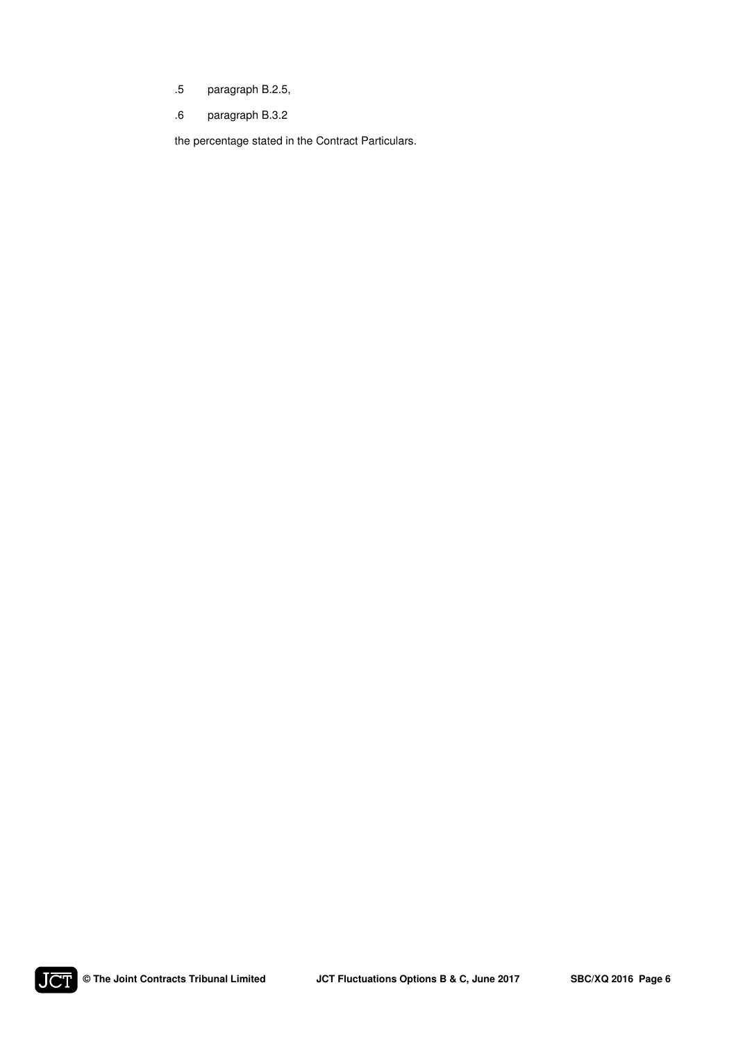.5 paragraph B.2.5,

.6 paragraph B.3.2

the percentage stated in the Contract Particulars.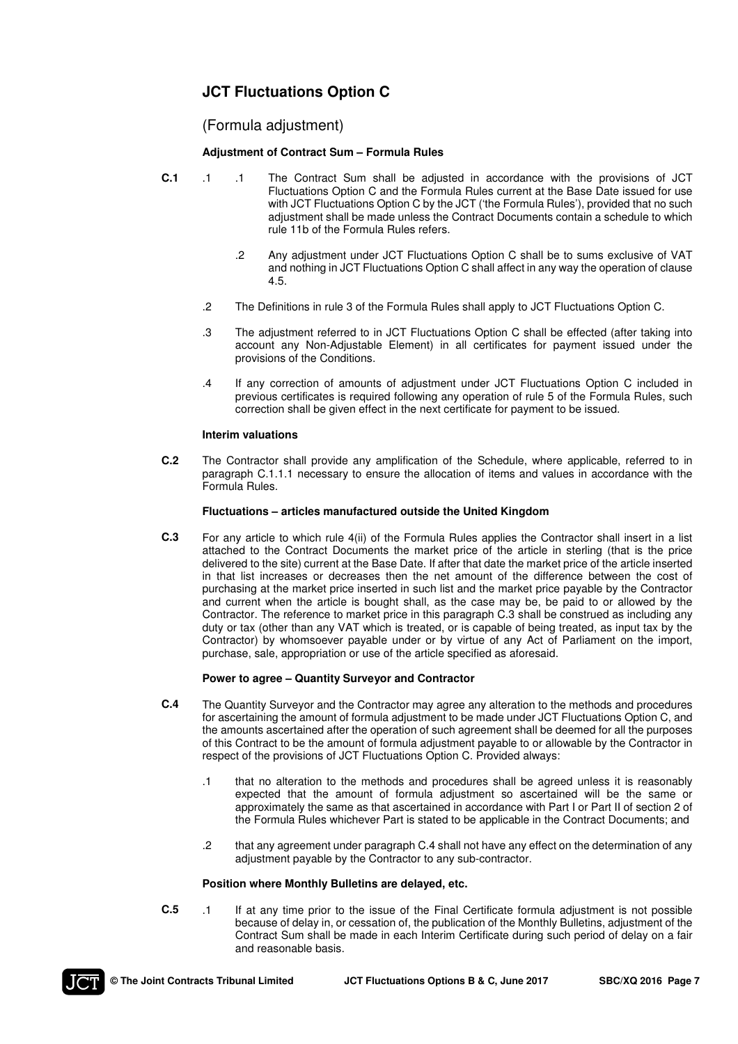## JCT Fluctuations Option C

(Formula adjustment)

**Adjustment of Contract Sum – Formula Rules**

**C.1** .1 .1 The Contract Sum shall be adjusted in accordance with the provisions of JCT Fluctuations Option C and the Formula Rules current at the Base Date issued for use with JCT Fluctuations Option C by the JCT ('the Formula Rules'), provided that no such adjustment shall be made unless the Contract Documents contain a schedule to which rule 11b of the Formula Rules refers.

.2 Any adjustment under JCT Fluctuations Option C shall be to sums exclusive of VAT and nothing in JCT Fluctuations Option C shall affect in any way the operation of clause 4.5.

.2 The Definitions in rule 3 of the Formula Rules shall apply to JCT Fluctuations Option C.

.3 The adjustment referred to in JCT Fluctuations Option C shall be effected (after taking into account any Non-Adjustable Element) in all certificates for payment issued under the provisions of the Conditions.

.4 If any correction of amounts of adjustment under JCT Fluctuations Option C included in previous certificates is required following any operation of rule 5 of the Formula Rules, such correction shall be given effect in the next certificate for payment to be issued.

**Interim valuations**

**C.2** The Contractor shall provide any amplification of the Schedule, where applicable, referred to in paragraph C.1.1.1 necessary to ensure the allocation of items and values in accordance with the Formula Rules.

**Fluctuations – articles manufactured outside the United Kingdom**

**C.3** For any article to which rule 4(ii) of the Formula Rules applies the Contractor shall insert in a list attached to the Contract Documents the market price of the article in sterling (that is the price delivered to the site) current at the Base Date. If after that date the market price of the article inserted in that list increases or decreases then the net amount of the difference between the cost of purchasing at the market price inserted in such list and the market price payable by the Contractor and current when the article is bought shall, as the case may be, be paid to or allowed by the Contractor. The reference to market price in this paragraph C.3 shall be construed as including any duty or tax (other than any VAT which is treated, or is capable of being treated, as input tax by the Contractor) by whomsoever payable under or by virtue of any Act of Parliament on the import, purchase, sale, appropriation or use of the article specified as aforesaid.

**Power to agree – Quantity Surveyor and Contractor**

**C.4** The Quantity Surveyor and the Contractor may agree any alteration to the methods and procedures for ascertaining the amount of formula adjustment to be made under JCT Fluctuations Option C, and the amounts ascertained after the operation of such agreement shall be deemed for all the purposes of this Contract to be the amount of formula adjustment payable to or allowable by the Contractor in respect of the provisions of JCT Fluctuations Option C. Provided always:

.1 that no alteration to the methods and procedures shall be agreed unless it is reasonably expected that the amount of formula adjustment so ascertained will be the same or approximately the same as that ascertained in accordance with Part I or Part II of section 2 of the Formula Rules whichever Part is stated to be applicable in the Contract Documents; and

.2 that any agreement under paragraph C.4 shall not have any effect on the determination of any adjustment payable by the Contractor to any sub-contractor.

**Position where Monthly Bulletins are delayed, etc.**

**C.5** .1 If at any time prior to the issue of the Final Certificate formula adjustment is not possible because of delay in, or cessation of, the publication of the Monthly Bulletins, adjustment of the Contract Sum shall be made in each Interim Certificate during such period of delay on a fair and reasonable basis.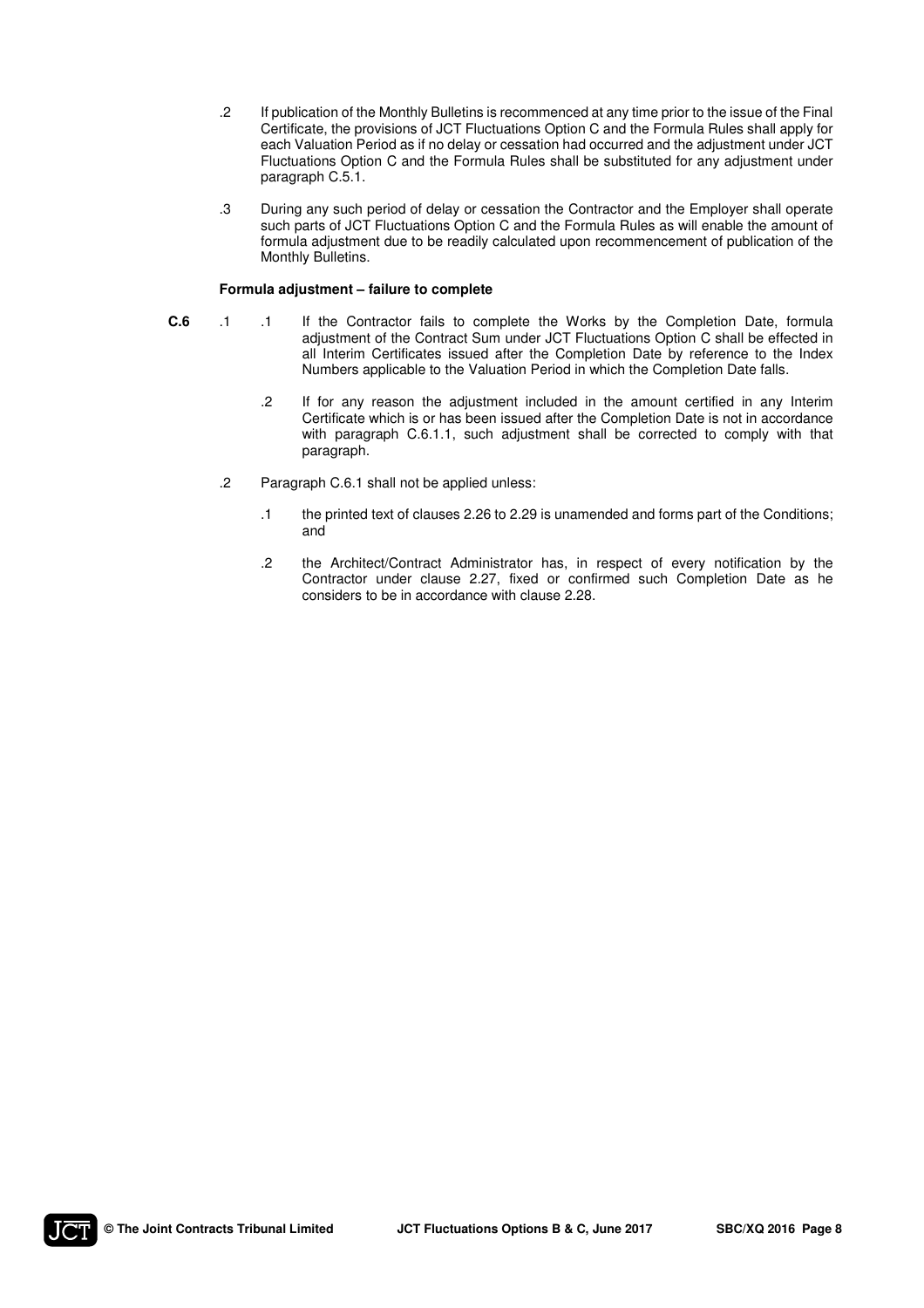.2 If publication of the Monthly Bulletins is recommenced at any time prior to the issue of the Final Certificate, the provisions of JCT Fluctuations Option C and the Formula Rules shall apply for each Valuation Period as if no delay or cessation had occurred and the adjustment under JCT Fluctuations Option C and the Formula Rules shall be substituted for any adjustment under paragraph C.5.1.

.3 During any such period of delay or cessation the Contractor and the Employer shall operate such parts of JCT Fluctuations Option C and the Formula Rules as will enable the amount of formula adjustment due to be readily calculated upon recommencement of publication of the Monthly Bulletins.

**Formula adjustment – failure to complete**

**C.6** .1 .1 If the Contractor fails to complete the Works by the Completion Date, formula adjustment of the Contract Sum under JCT Fluctuations Option C shall be effected in all Interim Certificates issued after the Completion Date by reference to the Index Numbers applicable to the Valuation Period in which the Completion Date falls.

.2 If for any reason the adjustment included in the amount certified in any Interim Certificate which is or has been issued after the Completion Date is not in accordance with paragraph C.6.1.1, such adjustment shall be corrected to comply with that paragraph.

.2 Paragraph C.6.1 shall not be applied unless:

.1 the printed text of clauses 2.26 to 2.29 is unamended and forms part of the Conditions; and

.2 the Architect/Contract Administrator has, in respect of every notification by the Contractor under clause 2.27, fixed or confirmed such Completion Date as he considers to be in accordance with clause 2.28.